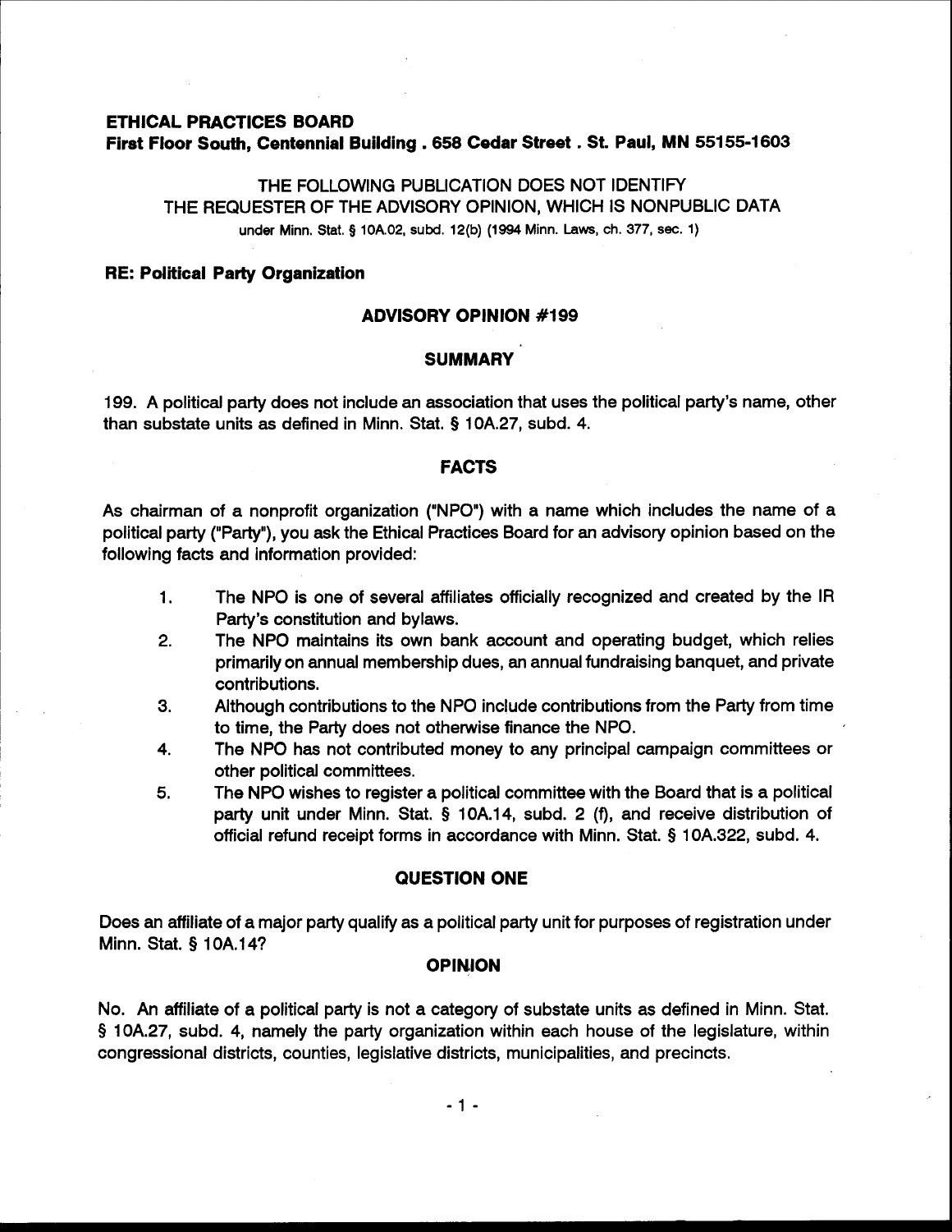**ETHICAL PRACTICES BOARD**
**First Floor South, Centennial Building . 658 Cedar Street . St. Paul, MN 55155-1603**

THE FOLLOWING PUBLICATION DOES NOT IDENTIFY
THE REQUESTER OF THE ADVISORY OPINION, WHICH IS NONPUBLIC DATA
under Minn. Stat. § 10A.02, subd. 12(b) (1994 Minn. Laws, ch. 377, sec. 1)

**RE: Political Party Organization**

## ADVISORY OPINION #199

### SUMMARY

199. A political party does not include an association that uses the political party's name, other than substate units as defined in Minn. Stat. § 10A.27, subd. 4.

### FACTS

As chairman of a nonprofit organization ("NPO") with a name which includes the name of a political party ("Party"), you ask the Ethical Practices Board for an advisory opinion based on the following facts and information provided:

1. The NPO is one of several affiliates officially recognized and created by the IR Party's constitution and bylaws.
2. The NPO maintains its own bank account and operating budget, which relies primarily on annual membership dues, an annual fundraising banquet, and private contributions.
3. Although contributions to the NPO include contributions from the Party from time to time, the Party does not otherwise finance the NPO.
4. The NPO has not contributed money to any principal campaign committees or other political committees.
5. The NPO wishes to register a political committee with the Board that is a political party unit under Minn. Stat. § 10A.14, subd. 2 (f), and receive distribution of official refund receipt forms in accordance with Minn. Stat. § 10A.322, subd. 4.

### QUESTION ONE

Does an affiliate of a major party qualify as a political party unit for purposes of registration under Minn. Stat. § 10A.14?

### OPINION

No. An affiliate of a political party is not a category of substate units as defined in Minn. Stat. § 10A.27, subd. 4, namely the party organization within each house of the legislature, within congressional districts, counties, legislative districts, municipalities, and precincts.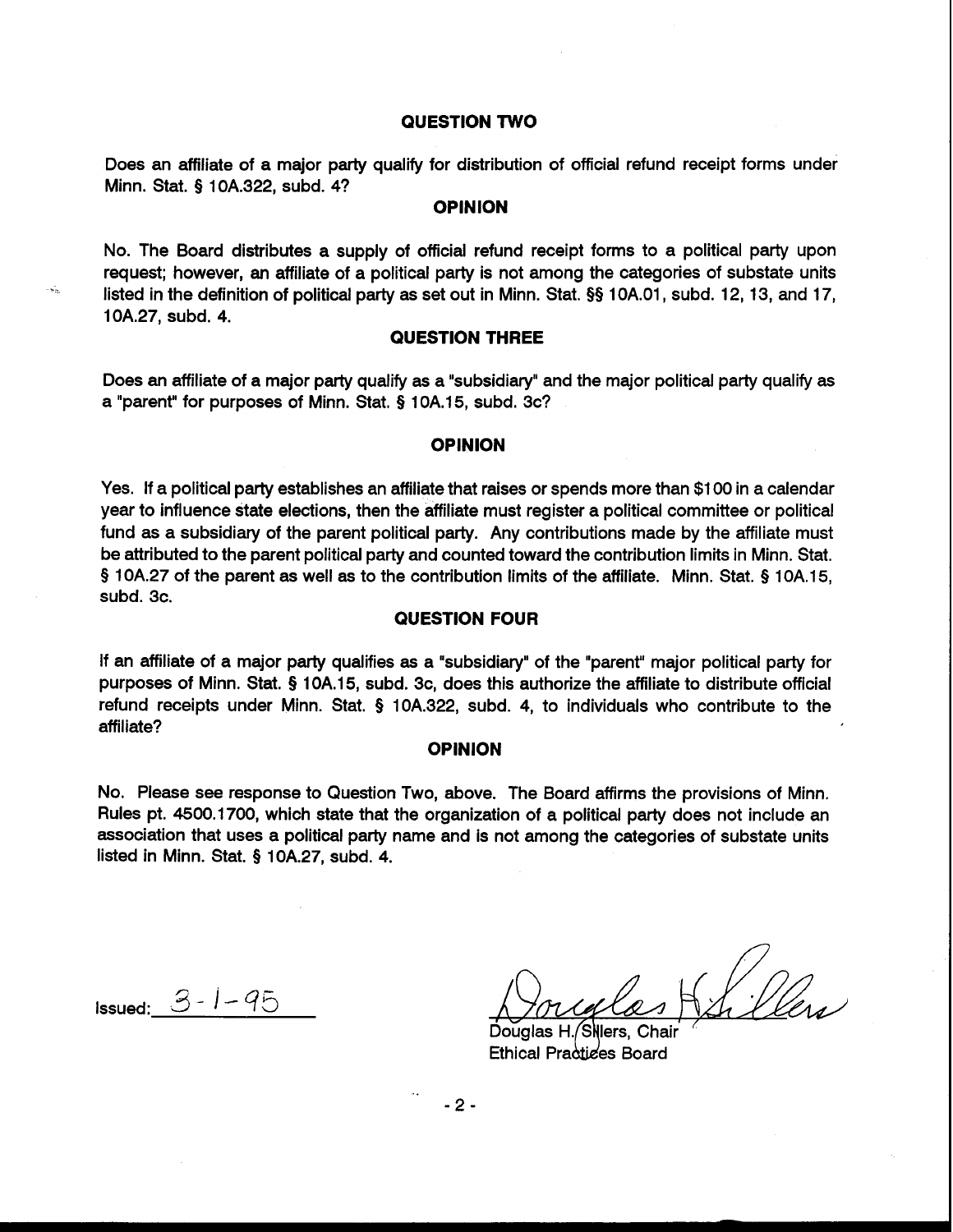## QUESTION TWO

Does an affiliate of a major party qualify for distribution of official refund receipt forms under Minn. Stat. § 10A.322, subd. 4?

## OPINION

No. The Board distributes a supply of official refund receipt forms to a political party upon request; however, an affiliate of a political party is not among the categories of substate units listed in the definition of political party as set out in Minn. Stat. §§ 10A.01, subd. 12, 13, and 17, 10A.27, subd. 4.

## QUESTION THREE

Does an affiliate of a major party qualify as a "subsidiary" and the major political party qualify as a "parent" for purposes of Minn. Stat. § 10A.15, subd. 3c?

## OPINION

Yes. If a political party establishes an affiliate that raises or spends more than $100 in a calendar year to influence state elections, then the affiliate must register a political committee or political fund as a subsidiary of the parent political party. Any contributions made by the affiliate must be attributed to the parent political party and counted toward the contribution limits in Minn. Stat. § 10A.27 of the parent as well as to the contribution limits of the affiliate. Minn. Stat. § 10A.15, subd. 3c.

## QUESTION FOUR

If an affiliate of a major party qualifies as a "subsidiary" of the "parent" major political party for purposes of Minn. Stat. § 10A.15, subd. 3c, does this authorize the affiliate to distribute official refund receipts under Minn. Stat. § 10A.322, subd. 4, to individuals who contribute to the affiliate?

## OPINION

No. Please see response to Question Two, above. The Board affirms the provisions of Minn. Rules pt. 4500.1700, which state that the organization of a political party does not include an association that uses a political party name and is not among the categories of substate units listed in Minn. Stat. § 10A.27, subd. 4.

Issued: 3-1-95

Douglas H. Sillers, Chair
Ethical Practices Board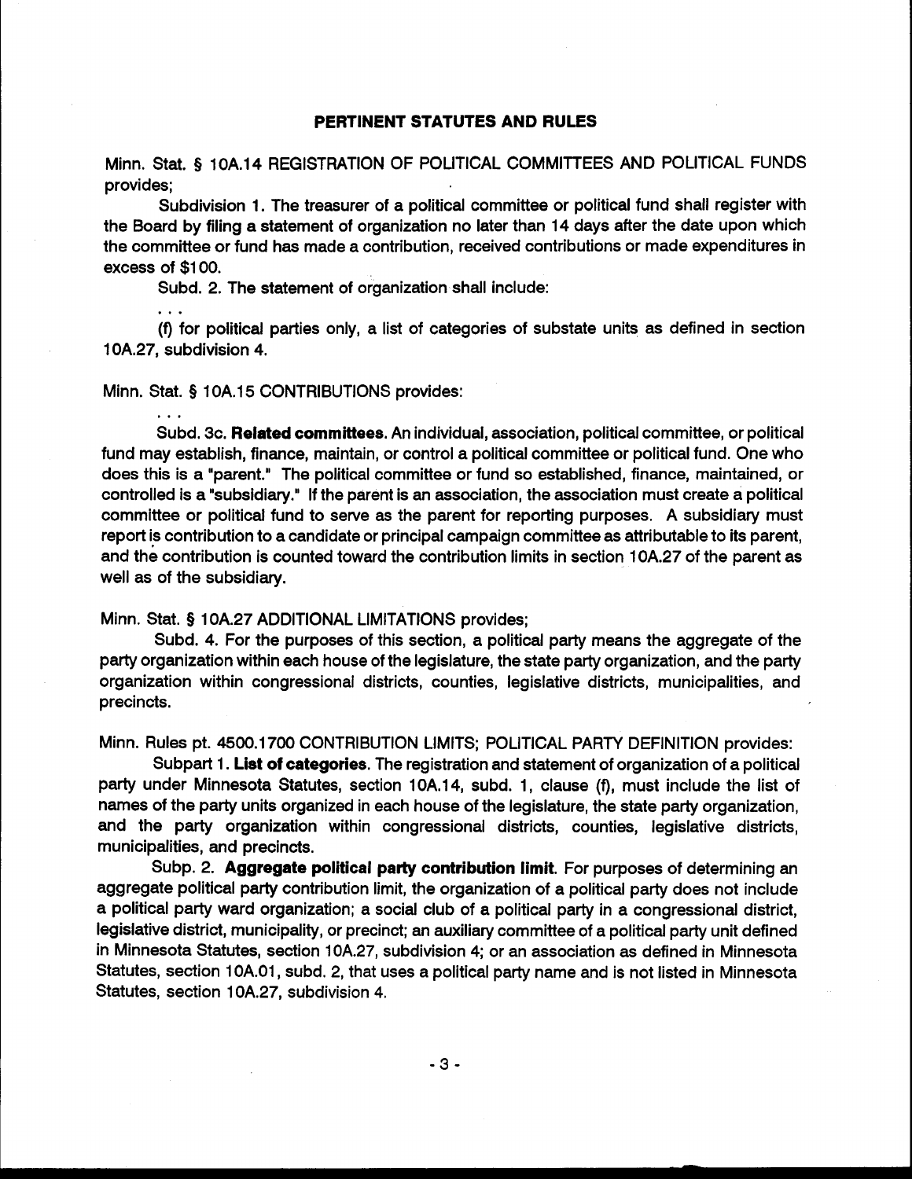## PERTINENT STATUTES AND RULES

Minn. Stat. § 10A.14 REGISTRATION OF POLITICAL COMMITTEES AND POLITICAL FUNDS provides;

Subdivision 1. The treasurer of a political committee or political fund shall register with the Board by filing a statement of organization no later than 14 days after the date upon which the committee or fund has made a contribution, received contributions or made expenditures in excess of $100.

Subd. 2. The statement of organization shall include:

. . .

(f) for political parties only, a list of categories of substate units as defined in section 10A.27, subdivision 4.

Minn. Stat. § 10A.15 CONTRIBUTIONS provides:

. . .

Subd. 3c. **Related committees.** An individual, association, political committee, or political fund may establish, finance, maintain, or control a political committee or political fund. One who does this is a "parent." The political committee or fund so established, finance, maintained, or controlled is a "subsidiary." If the parent is an association, the association must create a political committee or political fund to serve as the parent for reporting purposes. A subsidiary must report is contribution to a candidate or principal campaign committee as attributable to its parent, and the contribution is counted toward the contribution limits in section 10A.27 of the parent as well as of the subsidiary.

Minn. Stat. § 10A.27 ADDITIONAL LIMITATIONS provides;

Subd. 4. For the purposes of this section, a political party means the aggregate of the party organization within each house of the legislature, the state party organization, and the party organization within congressional districts, counties, legislative districts, municipalities, and precincts.

Minn. Rules pt. 4500.1700 CONTRIBUTION LIMITS; POLITICAL PARTY DEFINITION provides:

Subpart 1. **List of categories.** The registration and statement of organization of a political party under Minnesota Statutes, section 10A.14, subd. 1, clause (f), must include the list of names of the party units organized in each house of the legislature, the state party organization, and the party organization within congressional districts, counties, legislative districts, municipalities, and precincts.

Subp. 2. **Aggregate political party contribution limit.** For purposes of determining an aggregate political party contribution limit, the organization of a political party does not include a political party ward organization; a social club of a political party in a congressional district, legislative district, municipality, or precinct; an auxiliary committee of a political party unit defined in Minnesota Statutes, section 10A.27, subdivision 4; or an association as defined in Minnesota Statutes, section 10A.01, subd. 2, that uses a political party name and is not listed in Minnesota Statutes, section 10A.27, subdivision 4.